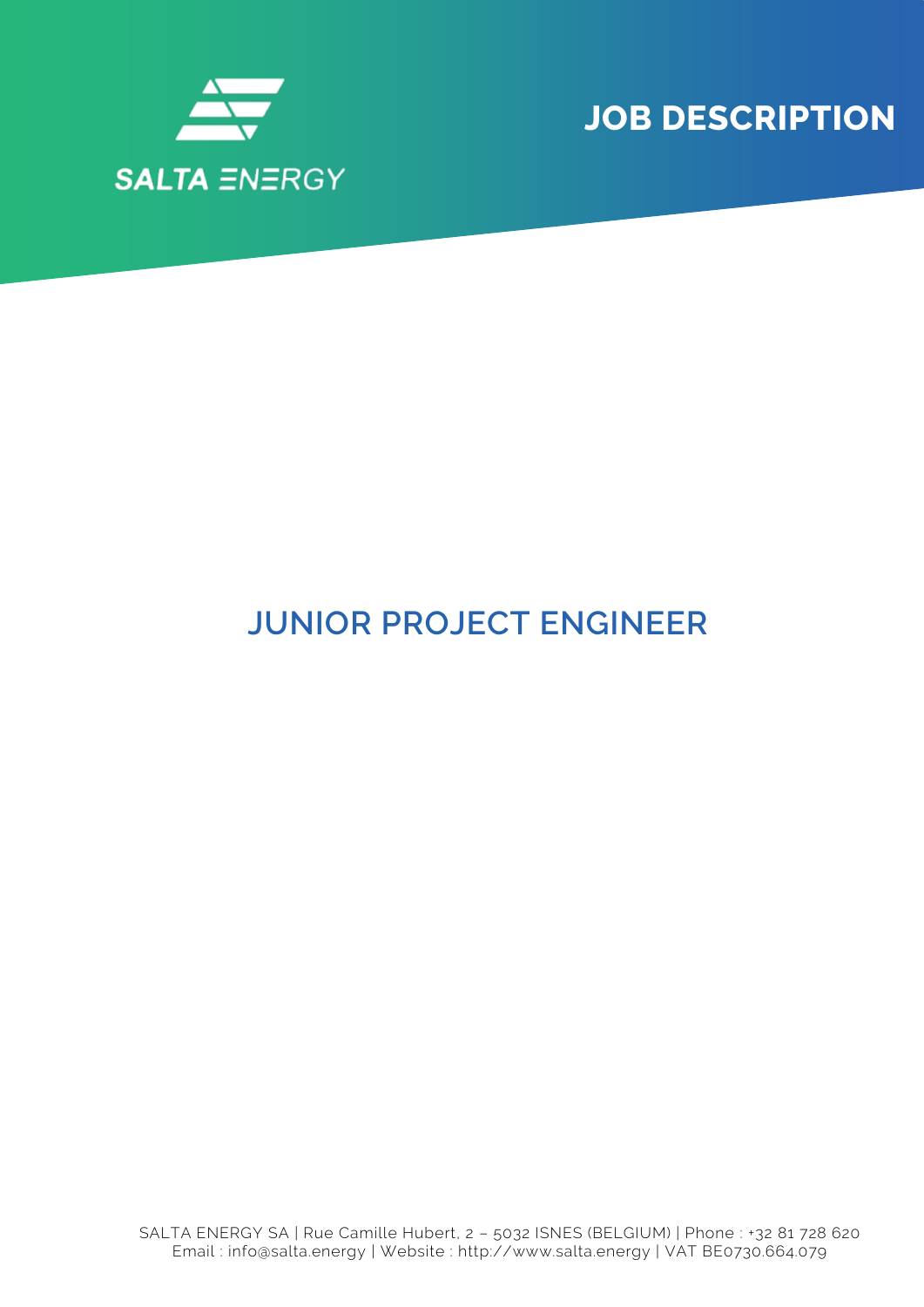SALTA ENERGY

# JOB DESCRIPTION

## JUNIOR PROJECT ENGINEER

SALTA ENERGY SA | Rue Camille Hubert, 2 – 5032 ISNES (BELGIUM) | Phone : +32 81 728 620
Email : info@salta.energy | Website : http://www.salta.energy | VAT BE0730.664.079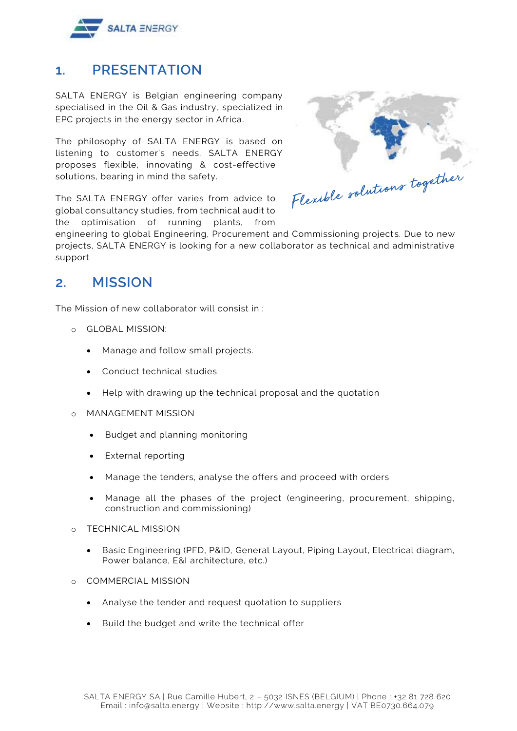## 1. PRESENTATION

SALTA ENERGY is Belgian engineering company specialised in the Oil & Gas industry, specialized in EPC projects in the energy sector in Africa.

The philosophy of SALTA ENERGY is based on listening to customer's needs. SALTA ENERGY proposes flexible, innovating & cost-effective solutions, bearing in mind the safety.

*Flexible solutions together*

The SALTA ENERGY offer varies from advice to global consultancy studies, from technical audit to the optimisation of running plants, from engineering to global Engineering, Procurement and Commissioning projects. Due to new projects, SALTA ENERGY is looking for a new collaborator as technical and administrative support

## 2. MISSION

The Mission of new collaborator will consist in :

- GLOBAL MISSION:
  - Manage and follow small projects.
  - Conduct technical studies
  - Help with drawing up the technical proposal and the quotation
- MANAGEMENT MISSION
  - Budget and planning monitoring
  - External reporting
  - Manage the tenders, analyse the offers and proceed with orders
  - Manage all the phases of the project (engineering, procurement, shipping, construction and commissioning)
- TECHNICAL MISSION
  - Basic Engineering (PFD, P&ID, General Layout, Piping Layout, Electrical diagram, Power balance, E&I architecture, etc.)
- COMMERCIAL MISSION
  - Analyse the tender and request quotation to suppliers
  - Build the budget and write the technical offer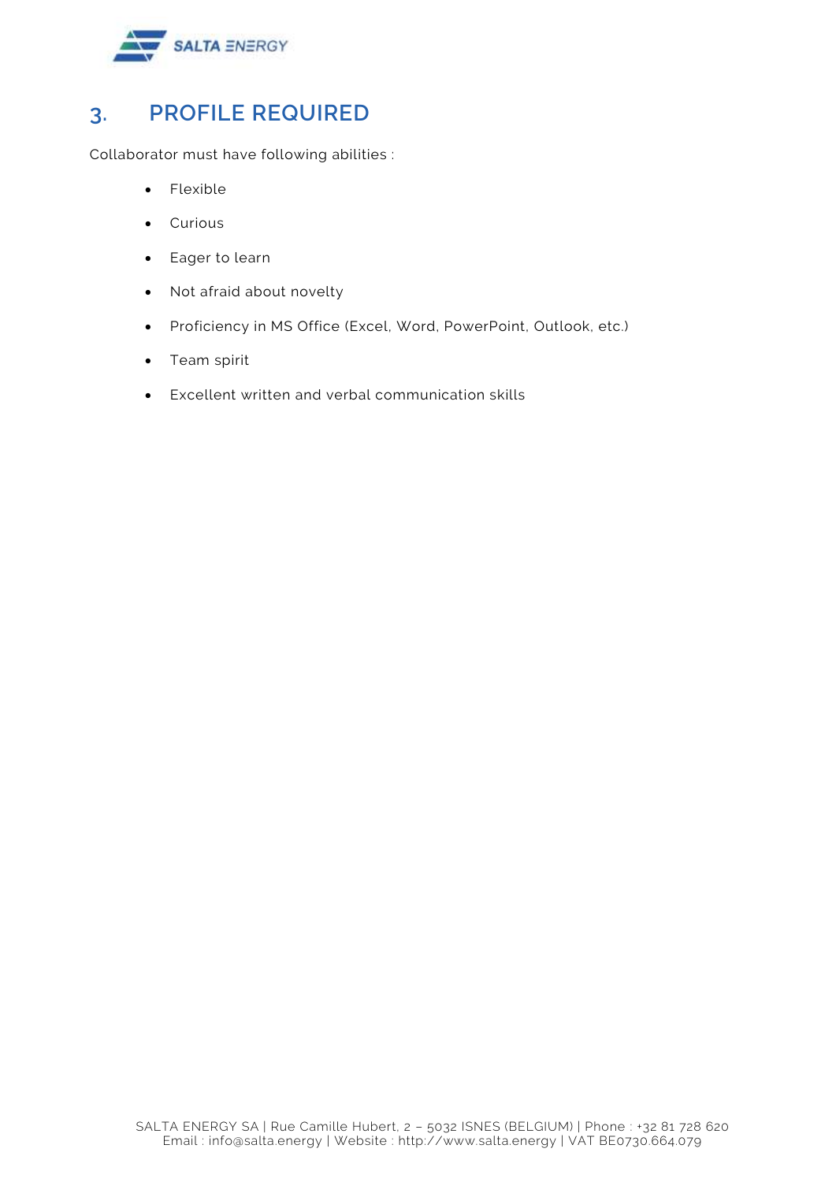## 3. PROFILE REQUIRED

Collaborator must have following abilities :

- Flexible
- Curious
- Eager to learn
- Not afraid about novelty
- Proficiency in MS Office (Excel, Word, PowerPoint, Outlook, etc.)
- Team spirit
- Excellent written and verbal communication skills